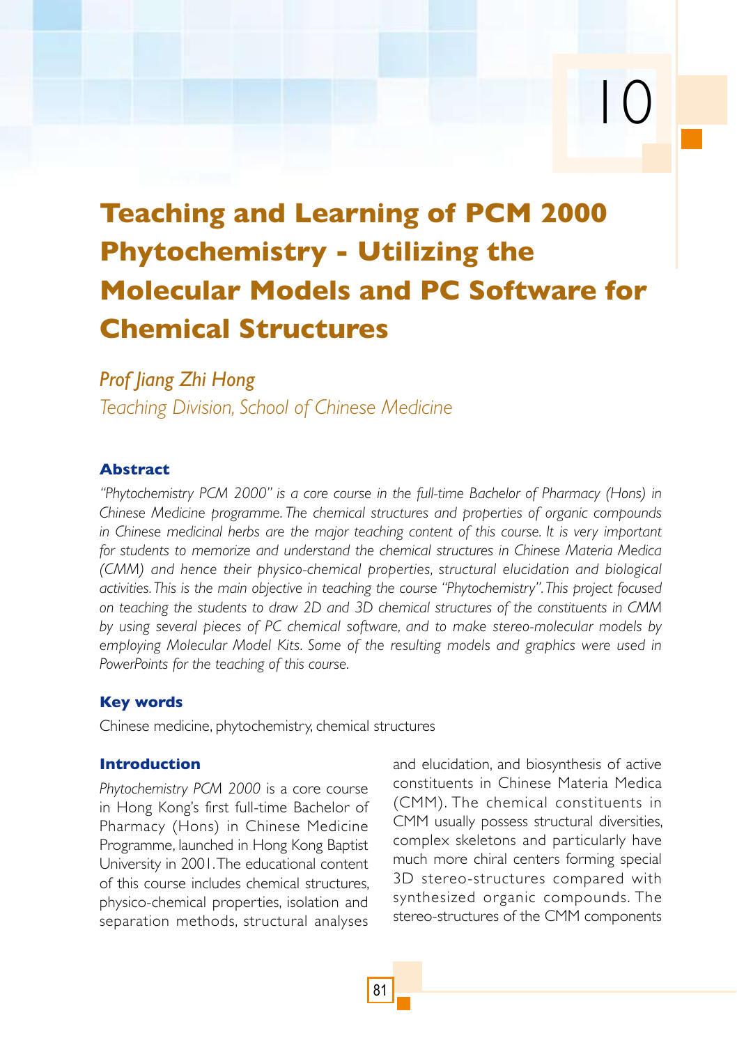# Teaching and Learning of PCM 2000 Phytochemistry - Utilizing the Molecular Models and PC Software for Chemical Structures

*Prof Jiang Zhi Hong*

*Teaching Division, School of Chinese Medicine*

### Abstract

*"Phytochemistry PCM 2000" is a core course in the full-time Bachelor of Pharmacy (Hons) in Chinese Medicine programme. The chemical structures and properties of organic compounds in Chinese medicinal herbs are the major teaching content of this course. It is very important for students to memorize and understand the chemical structures in Chinese Materia Medica (CMM) and hence their physico-chemical properties, structural elucidation and biological activities. This is the main objective in teaching the course "Phytochemistry". This project focused on teaching the students to draw 2D and 3D chemical structures of the constituents in CMM by using several pieces of PC chemical software, and to make stereo-molecular models by employing Molecular Model Kits. Some of the resulting models and graphics were used in PowerPoints for the teaching of this course.*

### Key words

Chinese medicine, phytochemistry, chemical structures

### Introduction

*Phytochemistry PCM 2000* is a core course in Hong Kong's first full-time Bachelor of Pharmacy (Hons) in Chinese Medicine Programme, launched in Hong Kong Baptist University in 2001. The educational content of this course includes chemical structures, physico-chemical properties, isolation and separation methods, structural analyses and elucidation, and biosynthesis of active constituents in Chinese Materia Medica (CMM). The chemical constituents in CMM usually possess structural diversities, complex skeletons and particularly have much more chiral centers forming special 3D stereo-structures compared with synthesized organic compounds. The stereo-structures of the CMM components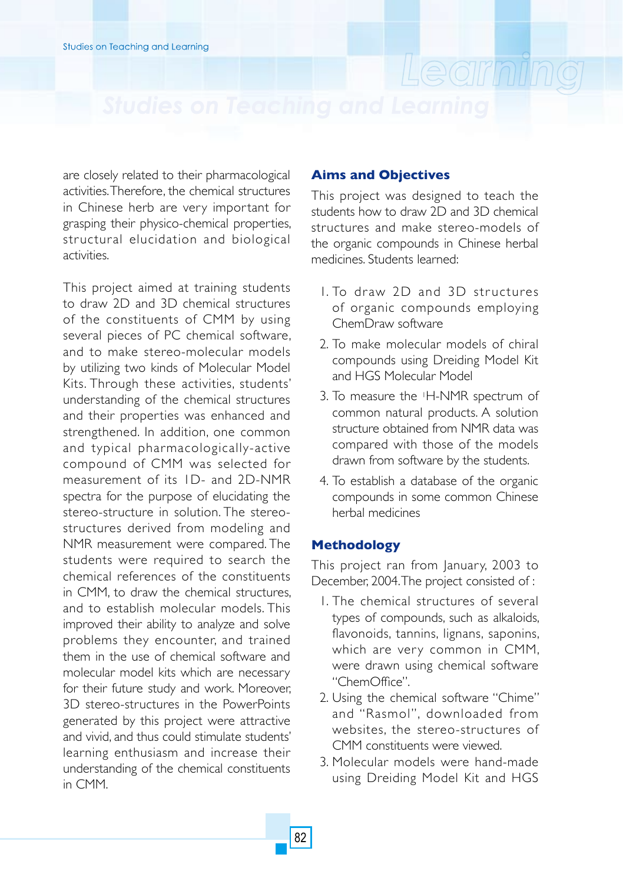are closely related to their pharmacological activities. Therefore, the chemical structures in Chinese herb are very important for grasping their physico-chemical properties, structural elucidation and biological activities.

This project aimed at training students to draw 2D and 3D chemical structures of the constituents of CMM by using several pieces of PC chemical software, and to make stereo-molecular models by utilizing two kinds of Molecular Model Kits. Through these activities, students' understanding of the chemical structures and their properties was enhanced and strengthened. In addition, one common and typical pharmacologically-active compound of CMM was selected for measurement of its 1D- and 2D-NMR spectra for the purpose of elucidating the stereo-structure in solution. The stereo-structures derived from modeling and NMR measurement were compared. The students were required to search the chemical references of the constituents in CMM, to draw the chemical structures, and to establish molecular models. This improved their ability to analyze and solve problems they encounter, and trained them in the use of chemical software and molecular model kits which are necessary for their future study and work. Moreover, 3D stereo-structures in the PowerPoints generated by this project were attractive and vivid, and thus could stimulate students' learning enthusiasm and increase their understanding of the chemical constituents in CMM.

## Aims and Objectives

This project was designed to teach the students how to draw 2D and 3D chemical structures and make stereo-models of the organic compounds in Chinese herbal medicines. Students learned:

1. To draw 2D and 3D structures of organic compounds employing ChemDraw software
2. To make molecular models of chiral compounds using Dreiding Model Kit and HGS Molecular Model
3. To measure the $^{1}$H-NMR spectrum of common natural products. A solution structure obtained from NMR data was compared with those of the models drawn from software by the students.
4. To establish a database of the organic compounds in some common Chinese herbal medicines

## Methodology

This project ran from January, 2003 to December, 2004. The project consisted of :

1. The chemical structures of several types of compounds, such as alkaloids, flavonoids, tannins, lignans, saponins, which are very common in CMM, were drawn using chemical software "ChemOffice".
2. Using the chemical software "Chime" and "Rasmol", downloaded from websites, the stereo-structures of CMM constituents were viewed.
3. Molecular models were hand-made using Dreiding Model Kit and HGS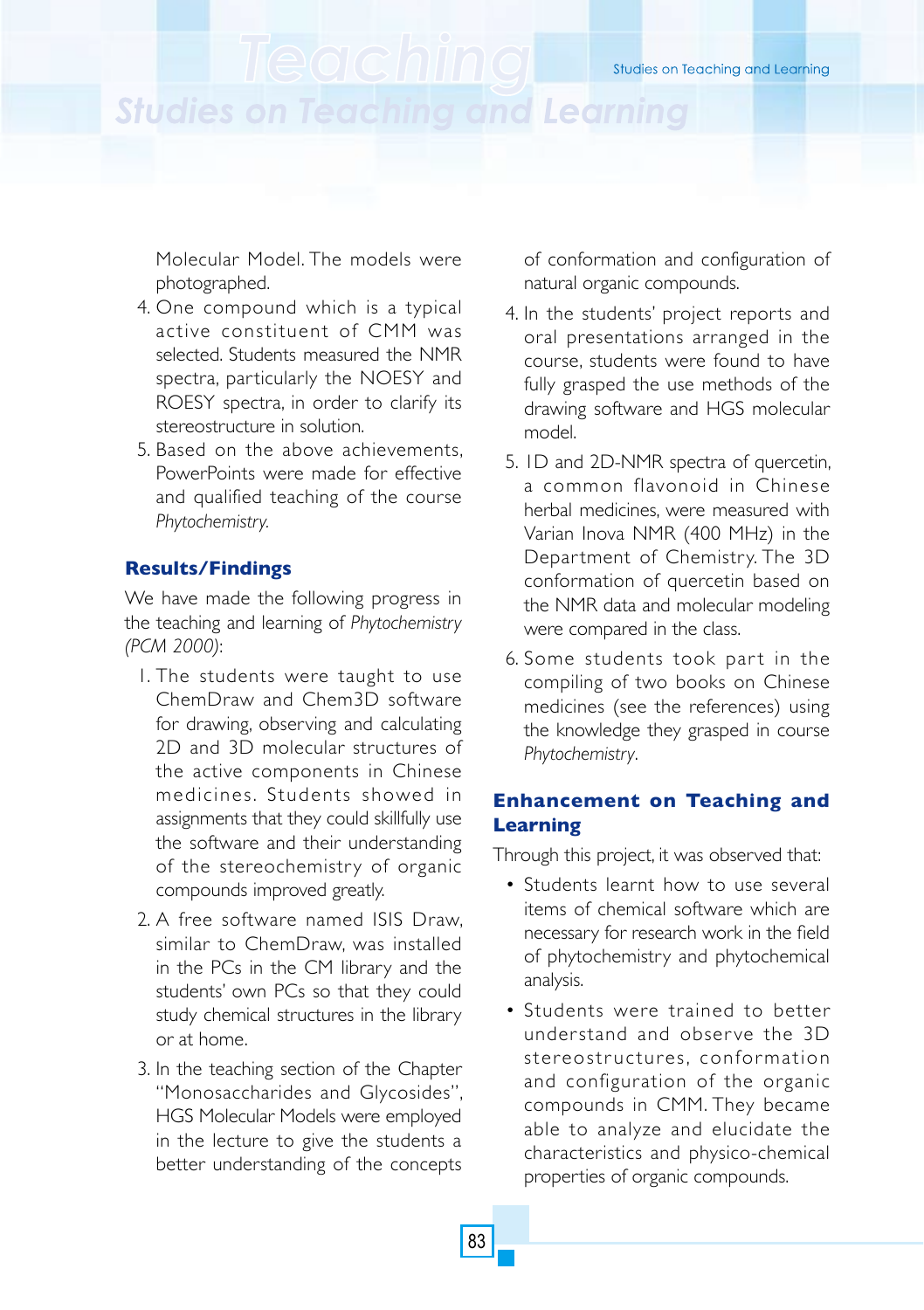Molecular Model. The models were photographed.

4. One compound which is a typical active constituent of CMM was selected. Students measured the NMR spectra, particularly the NOESY and ROESY spectra, in order to clarify its stereostructure in solution.
5. Based on the above achievements, PowerPoints were made for effective and qualified teaching of the course *Phytochemistry*.

## Results/Findings

We have made the following progress in the teaching and learning of *Phytochemistry (PCM 2000)*:

1. The students were taught to use ChemDraw and Chem3D software for drawing, observing and calculating 2D and 3D molecular structures of the active components in Chinese medicines. Students showed in assignments that they could skillfully use the software and their understanding of the stereochemistry of organic compounds improved greatly.
2. A free software named ISIS Draw, similar to ChemDraw, was installed in the PCs in the CM library and the students' own PCs so that they could study chemical structures in the library or at home.
3. In the teaching section of the Chapter "Monosaccharides and Glycosides", HGS Molecular Models were employed in the lecture to give the students a better understanding of the concepts of conformation and configuration of natural organic compounds.
4. In the students' project reports and oral presentations arranged in the course, students were found to have fully grasped the use methods of the drawing software and HGS molecular model.
5. 1D and 2D-NMR spectra of quercetin, a common flavonoid in Chinese herbal medicines, were measured with Varian Inova NMR (400 MHz) in the Department of Chemistry. The 3D conformation of quercetin based on the NMR data and molecular modeling were compared in the class.
6. Some students took part in the compiling of two books on Chinese medicines (see the references) using the knowledge they grasped in course *Phytochemistry*.

## Enhancement on Teaching and Learning

Through this project, it was observed that:

- Students learnt how to use several items of chemical software which are necessary for research work in the field of phytochemistry and phytochemical analysis.
- Students were trained to better understand and observe the 3D stereostructures, conformation and configuration of the organic compounds in CMM. They became able to analyze and elucidate the characteristics and physico-chemical properties of organic compounds.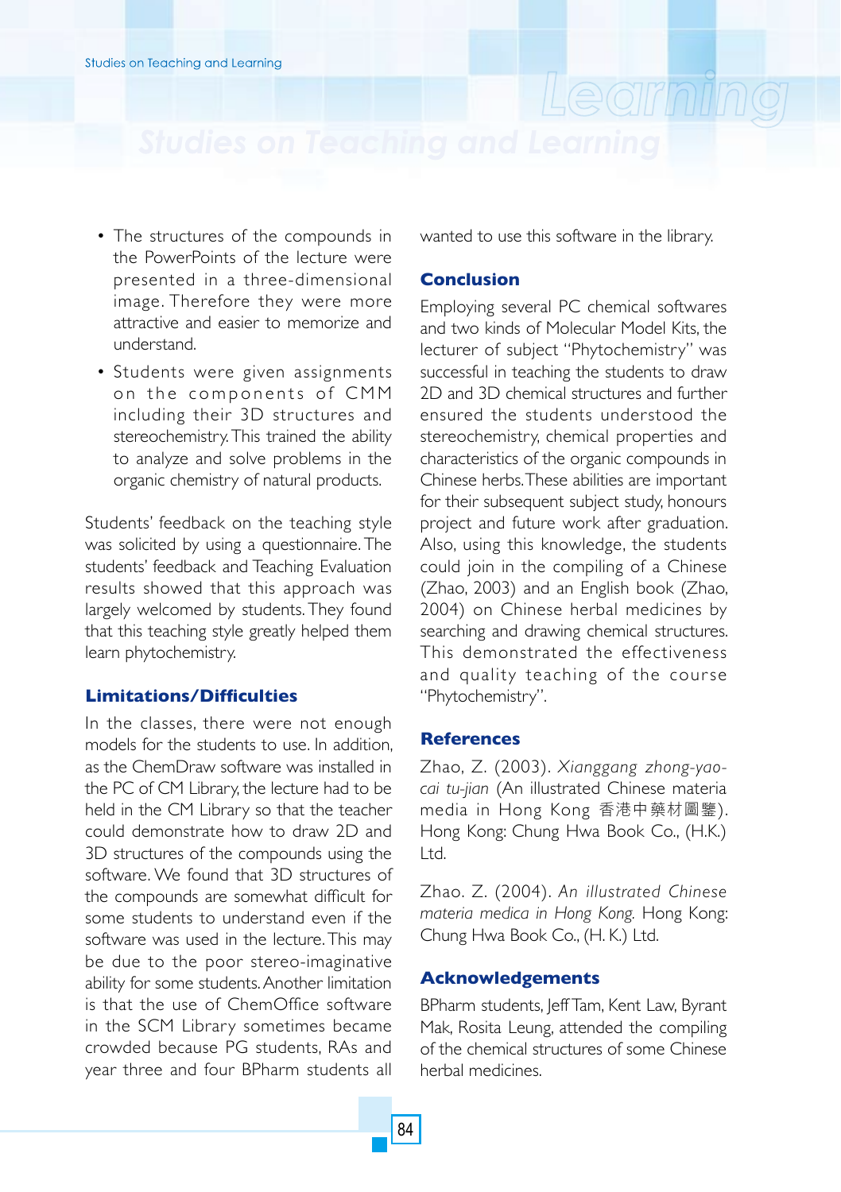- The structures of the compounds in the PowerPoints of the lecture were presented in a three-dimensional image. Therefore they were more attractive and easier to memorize and understand.
- Students were given assignments on the components of CMM including their 3D structures and stereochemistry. This trained the ability to analyze and solve problems in the organic chemistry of natural products.

Students' feedback on the teaching style was solicited by using a questionnaire. The students' feedback and Teaching Evaluation results showed that this approach was largely welcomed by students. They found that this teaching style greatly helped them learn phytochemistry.

## Limitations/Difficulties

In the classes, there were not enough models for the students to use. In addition, as the ChemDraw software was installed in the PC of CM Library, the lecture had to be held in the CM Library so that the teacher could demonstrate how to draw 2D and 3D structures of the compounds using the software. We found that 3D structures of the compounds are somewhat difficult for some students to understand even if the software was used in the lecture. This may be due to the poor stereo-imaginative ability for some students. Another limitation is that the use of ChemOffice software in the SCM Library sometimes became crowded because PG students, RAs and year three and four BPharm students all wanted to use this software in the library.

## Conclusion

Employing several PC chemical softwares and two kinds of Molecular Model Kits, the lecturer of subject "Phytochemistry" was successful in teaching the students to draw 2D and 3D chemical structures and further ensured the students understood the stereochemistry, chemical properties and characteristics of the organic compounds in Chinese herbs. These abilities are important for their subsequent subject study, honours project and future work after graduation. Also, using this knowledge, the students could join in the compiling of a Chinese (Zhao, 2003) and an English book (Zhao, 2004) on Chinese herbal medicines by searching and drawing chemical structures. This demonstrated the effectiveness and quality teaching of the course "Phytochemistry".

## References

Zhao, Z. (2003). *Xianggang zhong-yao-cai tu-jian* (An illustrated Chinese materia media in Hong Kong 香港中藥材圖鑒). Hong Kong: Chung Hwa Book Co., (H.K.) Ltd.

Zhao. Z. (2004). *An illustrated Chinese materia medica in Hong Kong.* Hong Kong: Chung Hwa Book Co., (H. K.) Ltd.

## Acknowledgements

BPharm students, Jeff Tam, Kent Law, Byrant Mak, Rosita Leung, attended the compiling of the chemical structures of some Chinese herbal medicines.